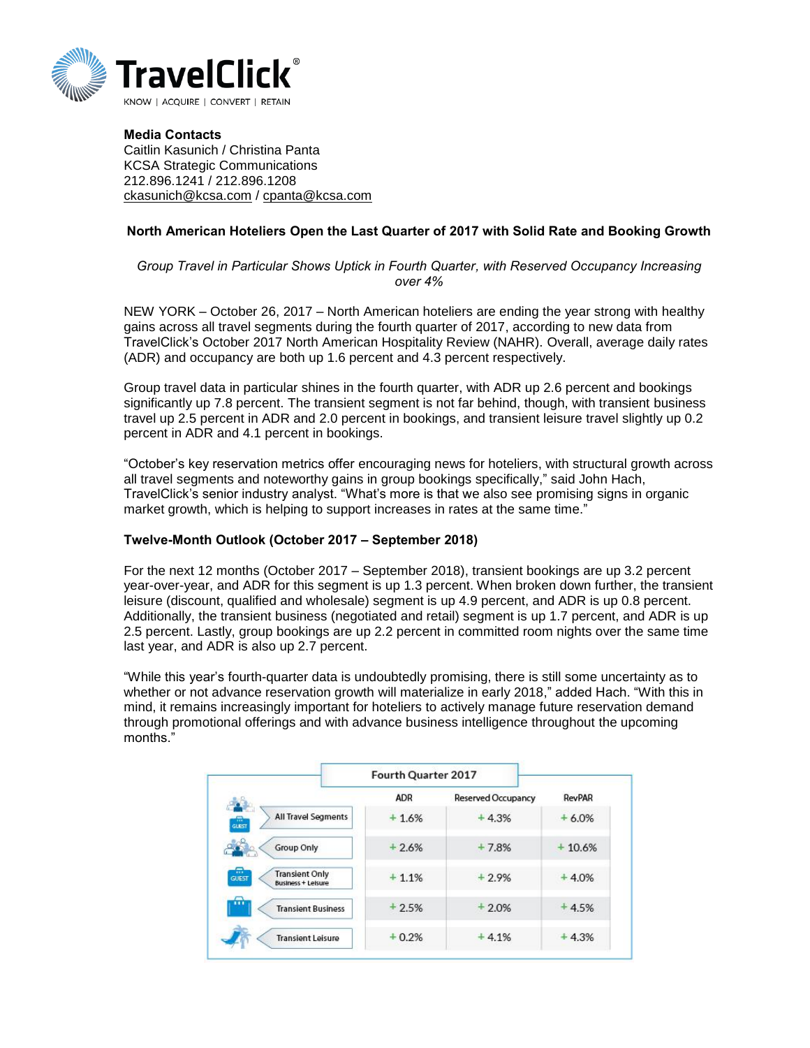TravelClick®

KNOW | ACQUIRE | CONVERT | RETAIN

**Media Contacts**
Caitlin Kasunich / Christina Panta
KCSA Strategic Communications
212.896.1241 / 212.896.1208
ckasunich@kcsa.com / cpanta@kcsa.com

## North American Hoteliers Open the Last Quarter of 2017 with Solid Rate and Booking Growth

*Group Travel in Particular Shows Uptick in Fourth Quarter, with Reserved Occupancy Increasing over 4%*

NEW YORK – October 26, 2017 – North American hoteliers are ending the year strong with healthy gains across all travel segments during the fourth quarter of 2017, according to new data from TravelClick's October 2017 North American Hospitality Review (NAHR). Overall, average daily rates (ADR) and occupancy are both up 1.6 percent and 4.3 percent respectively.

Group travel data in particular shines in the fourth quarter, with ADR up 2.6 percent and bookings significantly up 7.8 percent. The transient segment is not far behind, though, with transient business travel up 2.5 percent in ADR and 2.0 percent in bookings, and transient leisure travel slightly up 0.2 percent in ADR and 4.1 percent in bookings.

"October's key reservation metrics offer encouraging news for hoteliers, with structural growth across all travel segments and noteworthy gains in group bookings specifically," said John Hach, TravelClick's senior industry analyst. "What's more is that we also see promising signs in organic market growth, which is helping to support increases in rates at the same time."

### Twelve-Month Outlook (October 2017 – September 2018)

For the next 12 months (October 2017 – September 2018), transient bookings are up 3.2 percent year-over-year, and ADR for this segment is up 1.3 percent. When broken down further, the transient leisure (discount, qualified and wholesale) segment is up 4.9 percent, and ADR is up 0.8 percent. Additionally, the transient business (negotiated and retail) segment is up 1.7 percent, and ADR is up 2.5 percent. Lastly, group bookings are up 2.2 percent in committed room nights over the same time last year, and ADR is also up 2.7 percent.

"While this year's fourth-quarter data is undoubtedly promising, there is still some uncertainty as to whether or not advance reservation growth will materialize in early 2018," added Hach. "With this in mind, it remains increasingly important for hoteliers to actively manage future reservation demand through promotional offerings and with advance business intelligence throughout the upcoming months."

**Fourth Quarter 2017**

| | ADR | Reserved Occupancy | RevPAR |
|---|---|---|---|
| All Travel Segments | + 1.6% | + 4.3% | + 6.0% |
| Group Only | + 2.6% | + 7.8% | + 10.6% |
| Transient Only (Business + Leisure) | + 1.1% | + 2.9% | + 4.0% |
| Transient Business | + 2.5% | + 2.0% | + 4.5% |
| Transient Leisure | + 0.2% | + 4.1% | + 4.3% |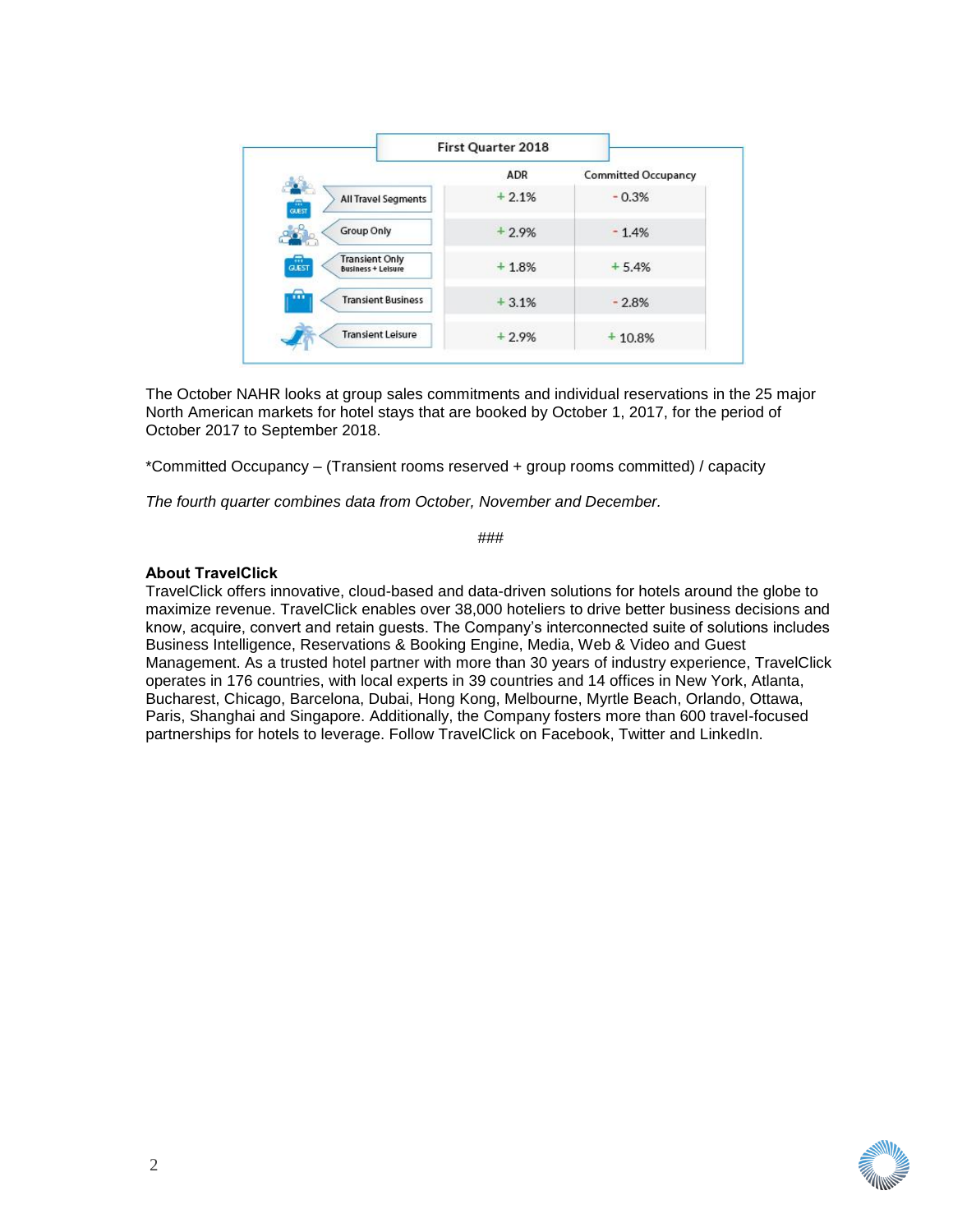| First Quarter 2018 | ADR | Committed Occupancy |
|---|---|---|
| All Travel Segments | + 2.1% | - 0.3% |
| Group Only | + 2.9% | - 1.4% |
| Transient Only Business + Leisure | + 1.8% | + 5.4% |
| Transient Business | + 3.1% | - 2.8% |
| Transient Leisure | + 2.9% | + 10.8% |

The October NAHR looks at group sales commitments and individual reservations in the 25 major North American markets for hotel stays that are booked by October 1, 2017, for the period of October 2017 to September 2018.

*Committed Occupancy – (Transient rooms reserved + group rooms committed) / capacity

*The fourth quarter combines data from October, November and December.*

###

**About TravelClick**

TravelClick offers innovative, cloud-based and data-driven solutions for hotels around the globe to maximize revenue. TravelClick enables over 38,000 hoteliers to drive better business decisions and know, acquire, convert and retain guests. The Company's interconnected suite of solutions includes Business Intelligence, Reservations & Booking Engine, Media, Web & Video and Guest Management. As a trusted hotel partner with more than 30 years of industry experience, TravelClick operates in 176 countries, with local experts in 39 countries and 14 offices in New York, Atlanta, Bucharest, Chicago, Barcelona, Dubai, Hong Kong, Melbourne, Myrtle Beach, Orlando, Ottawa, Paris, Shanghai and Singapore. Additionally, the Company fosters more than 600 travel-focused partnerships for hotels to leverage. Follow TravelClick on Facebook, Twitter and LinkedIn.